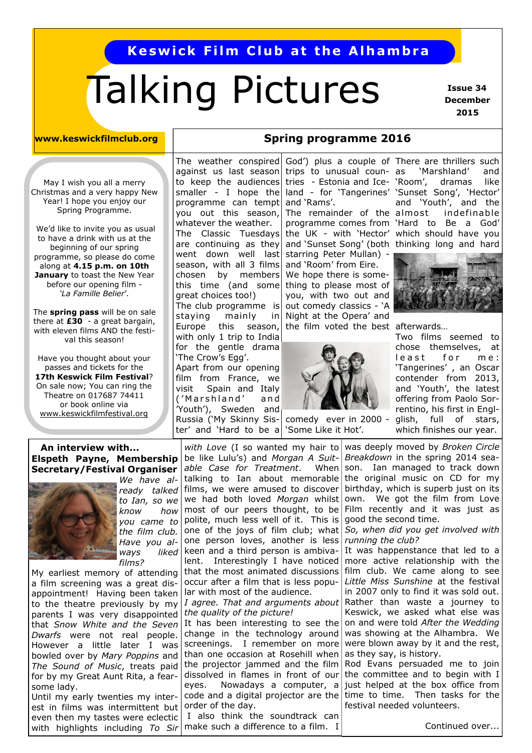# Keswick Film Club at the Alhambra

# Talking Pictures

**Issue 34 December 2015**

**www.keswickfilmclub.org**

May I wish you all a merry Christmas and a very happy New Year! I hope you enjoy our Spring Programme.

We'd like to invite you as usual to have a drink with us at the beginning of our spring programme, so please do come along at **4.15 p.m. on 10th January** to toast the New Year before our opening film - *'La Famille Belier'*.

The **spring pass** will be on sale there at **£30** - a great bargain, with eleven films AND the festival this season!

Have you thought about your passes and tickets for the **17th Keswick Film Festival**? On sale now; You can ring the Theatre on 017687 74411 or book online via www.keswickfilmfestival.org

## Spring programme 2016

The weather conspired against us last season to keep the audiences smaller - I hope the programme can tempt you out this season, whatever the weather.

The Classic Tuesdays are continuing as they went down well last season, with all 3 films chosen by members this time (and some great choices too!)

The club programme is staying mainly in Europe this season, with only 1 trip to India for the gentle drama 'The Crow's Egg'.

Apart from our opening film from France, we visit Spain and Italy ('Marshland' and 'Youth'), Sweden and Russia ('My Skinny Sister' and 'Hard to be a God') plus a couple of trips to unusual countries - Estonia and Iceland - for 'Tangerines' and 'Rams'.

The remainder of the programme comes from the UK - with 'Hector' and 'Sunset Song' (both starring Peter Mullan) - and 'Room' from Eire.

We hope there is something to please most of you, with two out and out comedy classics - 'A Night at the Opera' and the film voted the best comedy ever in 2000 - 'Some Like it Hot'.

There are thrillers such as 'Marshland' and 'Room', dramas like 'Sunset Song', 'Hector' and 'Youth', and the almost indefinable 'Hard to Be a God' which should have you thinking long and hard afterwards…

Two films seemed to chose themselves, at least for me: 'Tangerines', an Oscar contender from 2013, and 'Youth', the latest offering from Paolo Sorrentino, his first in English, full of stars, which finishes our year.

## An interview with... Elspeth Payne, Membership Secretary/Festival Organiser

*We have already talked to Ian, so we know how you came to the film club. Have you always liked films?*

My earliest memory of attending a film screening was a great disappointment! Having been taken to the theatre previously by my parents I was very disappointed that *Snow White and the Seven Dwarfs* were not real people. However a little later I was bowled over by *Mary Poppins* and *The Sound of Music*, treats paid for by my Great Aunt Rita, a fearsome lady.

Until my early twenties my interest in films was intermittent but even then my tastes were eclectic with highlights including *To Sir with Love* (I so wanted my hair to be like Lulu's) and *Morgan A Suitable Case for Treatment*. When talking to Ian about memorable films, we were amused to discover we had both loved *Morgan* whilst most of our peers thought, to be polite, much less well of it. This is one of the joys of film club; what one person loves, another is less keen and a third person is ambivalent. Interestingly I have noticed that the most animated discussions occur after a film that is less popular with most of the audience.

*I agree. That and arguments about the quality of the picture!*

It has been interesting to see the change in the technology around screenings. I remember on more than one occasion at Rosehill when the projector jammed and the film dissolved in flames in front of our eyes. Nowadays a computer, a code and a digital projector are the order of the day.

I also think the soundtrack can make such a difference to a film. I was deeply moved by *Broken Circle Breakdown* in the spring 2014 season. Ian managed to track down the original music on CD for my birthday, which is superb just on its own. We got the film from Love Film recently and it was just as good the second time.

*So, when did you get involved with running the club?*

It was happenstance that led to a more active relationship with the film club. We came along to see *Little Miss Sunshine* at the festival in 2007 only to find it was sold out. Rather than waste a journey to Keswick, we asked what else was on and were told *After the Wedding* was showing at the Alhambra. We were blown away by it and the rest, as they say, is history.

Rod Evans persuaded me to join the committee and to begin with I just helped at the box office from time to time. Then tasks for the festival needed volunteers.

Continued over...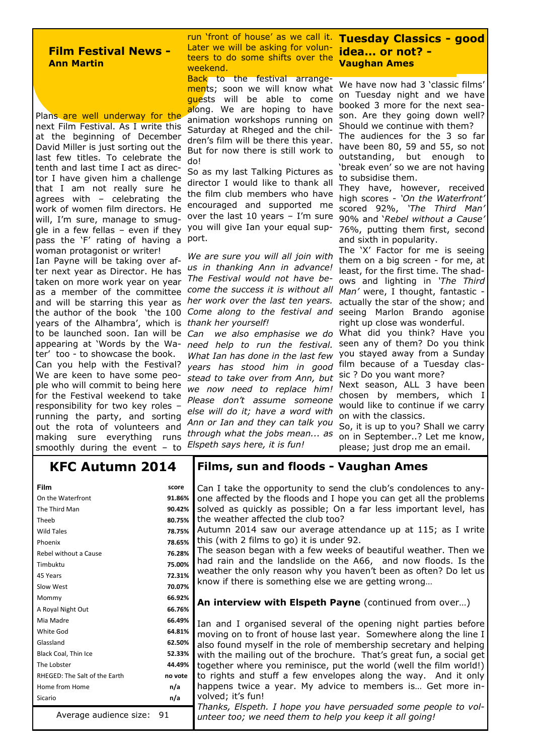## Film Festival News - Ann Martin

Plans are well underway for the next Film Festival. As I write this at the beginning of December David Miller is just sorting out the last few titles. To celebrate the tenth and last time I act as director I have given him a challenge that I am not really sure he agrees with – celebrating the work of women film directors. He will, I'm sure, manage to smuggle in a few fellas – even if they pass the 'F' rating of having a woman protagonist or writer!

Ian Payne will be taking over after next year as Director. He has taken on more work year on year as a member of the committee and will be starring this year as the author of the book 'the 100 years of the Alhambra', which is to be launched soon. Ian will be appearing at 'Words by the Water' too - to showcase the book.

Can you help with the Festival? We are keen to have some people who will commit to being here for the Festival weekend to take responsibility for two key roles – running the party, and sorting out the rota of volunteers and making sure everything runs smoothly during the event – to run 'front of house' as we call it. Later we will be asking for volunteers to do some shifts over the weekend.

Back to the festival arrangements; soon we will know what guests will be able to come along. We are hoping to have animation workshops running on Saturday at Rheged and the children's film will be there this year. But for now there is still work to do!

So as my last Talking Pictures as director I would like to thank all the film club members who have encouraged and supported me over the last 10 years – I'm sure you will give Ian your equal support.

*We are sure you will all join with us in thanking Ann in advance! The Festival would not have become the success it is without all her work over the last ten years. Come along to the festival and thank her yourself!*

*Can we also emphasise we do need help to run the festival. What Ian has done in the last few years has stood him in good stead to take over from Ann, but we now need to replace him! Please don't assume someone else will do it; have a word with Ann or Ian and they can talk you through what the jobs mean... as Elspeth says here, it is fun!*

## Tuesday Classics - good idea… or not? - Vaughan Ames

We have now had 3 'classic films' on Tuesday night and we have booked 3 more for the next season. Are they going down well? Should we continue with them?

The audiences for the 3 so far have been 80, 59 and 55, so not outstanding, but enough to 'break even' so we are not having to subsidise them.

They have, however, received high scores - *'On the Waterfront'* scored 92%, *'The Third Man'* 90% and *'Rebel without a Cause'* 76%, putting them first, second and sixth in popularity.

The 'X' Factor for me is seeing them on a big screen - for me, at least, for the first time. The shadows and lighting in *'The Third Man'* were, I thought, fantastic - actually the star of the show; and seeing Marlon Brando agonise right up close was wonderful.

What did you think? Have you seen any of them? Do you think you stayed away from a Sunday film because of a Tuesday classic ? Do you want more?

Next season, ALL 3 have been chosen by members, which I would like to continue if we carry on with the classics.

So, it is up to you? Shall we carry on in September..? Let me know, please; just drop me an email.

## KFC Autumn 2014

| Film | score |
|---|---|
| On the Waterfront | 91.86% |
| The Third Man | 90.42% |
| Theeb | 80.75% |
| Wild Tales | 78.75% |
| Phoenix | 78.65% |
| Rebel without a Cause | 76.28% |
| Timbuktu | 75.00% |
| 45 Years | 72.31% |
| Slow West | 70.07% |
| Mommy | 66.92% |
| A Royal Night Out | 66.76% |
| Mia Madre | 66.49% |
| White God | 64.81% |
| Glassland | 62.50% |
| Black Coal, Thin Ice | 52.33% |
| The Lobster | 44.49% |
| RHEGED: The Salt of the Earth | no vote |
| Home from Home | n/a |
| Sicario | n/a |

Average audience size: 91

## Films, sun and floods - Vaughan Ames

Can I take the opportunity to send the club's condolences to anyone affected by the floods and I hope you can get all the problems solved as quickly as possible; On a far less important level, has the weather affected the club too?

Autumn 2014 saw our average attendance up at 115; as I write this (with 2 films to go) it is under 92.

The season began with a few weeks of beautiful weather. Then we had rain and the landslide on the A66, and now floods. Is the weather the only reason why you haven't been as often? Do let us know if there is something else we are getting wrong…

**An interview with Elspeth Payne** (continued from over…)

Ian and I organised several of the opening night parties before moving on to front of house last year. Somewhere along the line I also found myself in the role of membership secretary and helping with the mailing out of the brochure. That's great fun, a social get together where you reminisce, put the world (well the film world!) to rights and stuff a few envelopes along the way. And it only happens twice a year. My advice to members is… Get more involved; it's fun!

*Thanks, Elspeth. I hope you have persuaded some people to volunteer too; we need them to help you keep it all going!*